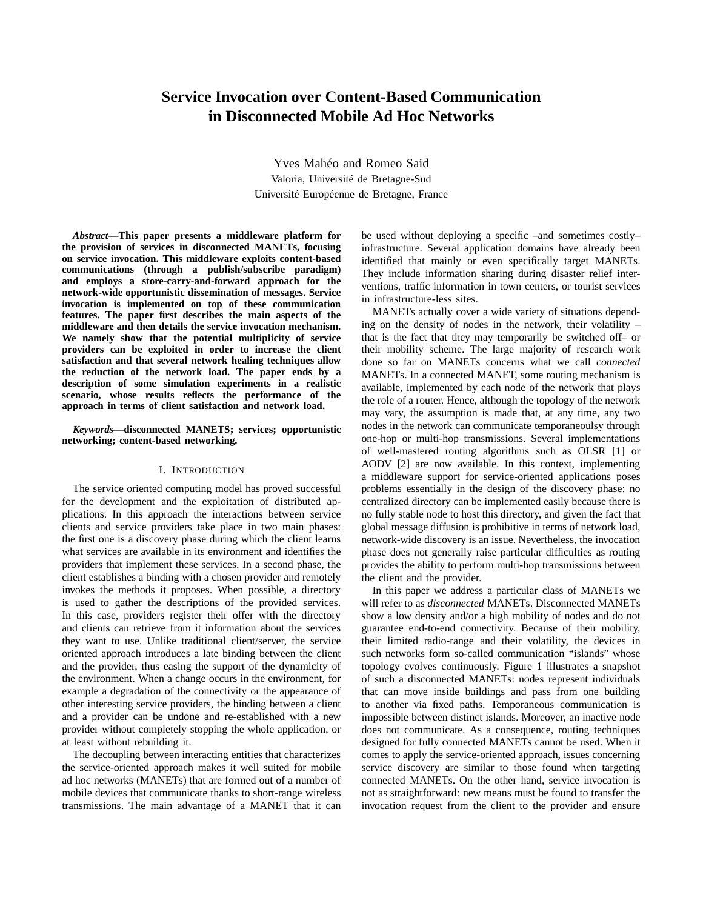# Service Invocation over Content-Based Communication in Disconnected Mobile Ad Hoc Networks

Yves Mahéo and Romeo Said
Valoria, Université de Bretagne-Sud
Université Européenne de Bretagne, France

***Abstract*—This paper presents a middleware platform for the provision of services in disconnected MANETs, focusing on service invocation. This middleware exploits content-based communications (through a publish/subscribe paradigm) and employs a store-carry-and-forward approach for the network-wide opportunistic dissemination of messages. Service invocation is implemented on top of these communication features. The paper first describes the main aspects of the middleware and then details the service invocation mechanism. We namely show that the potential multiplicity of service providers can be exploited in order to increase the client satisfaction and that several network healing techniques allow the reduction of the network load. The paper ends by a description of some simulation experiments in a realistic scenario, whose results reflects the performance of the approach in terms of client satisfaction and network load.**

***Keywords*—disconnected MANETS; services; opportunistic networking; content-based networking.**

## I. Introduction

The service oriented computing model has proved successful for the development and the exploitation of distributed applications. In this approach the interactions between service clients and service providers take place in two main phases: the first one is a discovery phase during which the client learns what services are available in its environment and identifies the providers that implement these services. In a second phase, the client establishes a binding with a chosen provider and remotely invokes the methods it proposes. When possible, a directory is used to gather the descriptions of the provided services. In this case, providers register their offer with the directory and clients can retrieve from it information about the services they want to use. Unlike traditional client/server, the service oriented approach introduces a late binding between the client and the provider, thus easing the support of the dynamicity of the environment. When a change occurs in the environment, for example a degradation of the connectivity or the appearance of other interesting service providers, the binding between a client and a provider can be undone and re-established with a new provider without completely stopping the whole application, or at least without rebuilding it.

The decoupling between interacting entities that characterizes the service-oriented approach makes it well suited for mobile ad hoc networks (MANETs) that are formed out of a number of mobile devices that communicate thanks to short-range wireless transmissions. The main advantage of a MANET that it can be used without deploying a specific –and sometimes costly– infrastructure. Several application domains have already been identified that mainly or even specifically target MANETs. They include information sharing during disaster relief interventions, traffic information in town centers, or tourist services in infrastructure-less sites.

MANETs actually cover a wide variety of situations depending on the density of nodes in the network, their volatility – that is the fact that they may temporarily be switched off– or their mobility scheme. The large majority of research work done so far on MANETs concerns what we call *connected* MANETs. In a connected MANET, some routing mechanism is available, implemented by each node of the network that plays the role of a router. Hence, although the topology of the network may vary, the assumption is made that, at any time, any two nodes in the network can communicate temporaneoulsy through one-hop or multi-hop transmissions. Several implementations of well-mastered routing algorithms such as OLSR [1] or AODV [2] are now available. In this context, implementing a middleware support for service-oriented applications poses problems essentially in the design of the discovery phase: no centralized directory can be implemented easily because there is no fully stable node to host this directory, and given the fact that global message diffusion is prohibitive in terms of network load, network-wide discovery is an issue. Nevertheless, the invocation phase does not generally raise particular difficulties as routing provides the ability to perform multi-hop transmissions between the client and the provider.

In this paper we address a particular class of MANETs we will refer to as *disconnected* MANETs. Disconnected MANETs show a low density and/or a high mobility of nodes and do not guarantee end-to-end connectivity. Because of their mobility, their limited radio-range and their volatility, the devices in such networks form so-called communication "islands" whose topology evolves continuously. Figure 1 illustrates a snapshot of such a disconnected MANETs: nodes represent individuals that can move inside buildings and pass from one building to another via fixed paths. Temporaneous communication is impossible between distinct islands. Moreover, an inactive node does not communicate. As a consequence, routing techniques designed for fully connected MANETs cannot be used. When it comes to apply the service-oriented approach, issues concerning service discovery are similar to those found when targeting connected MANETs. On the other hand, service invocation is not as straightforward: new means must be found to transfer the invocation request from the client to the provider and ensure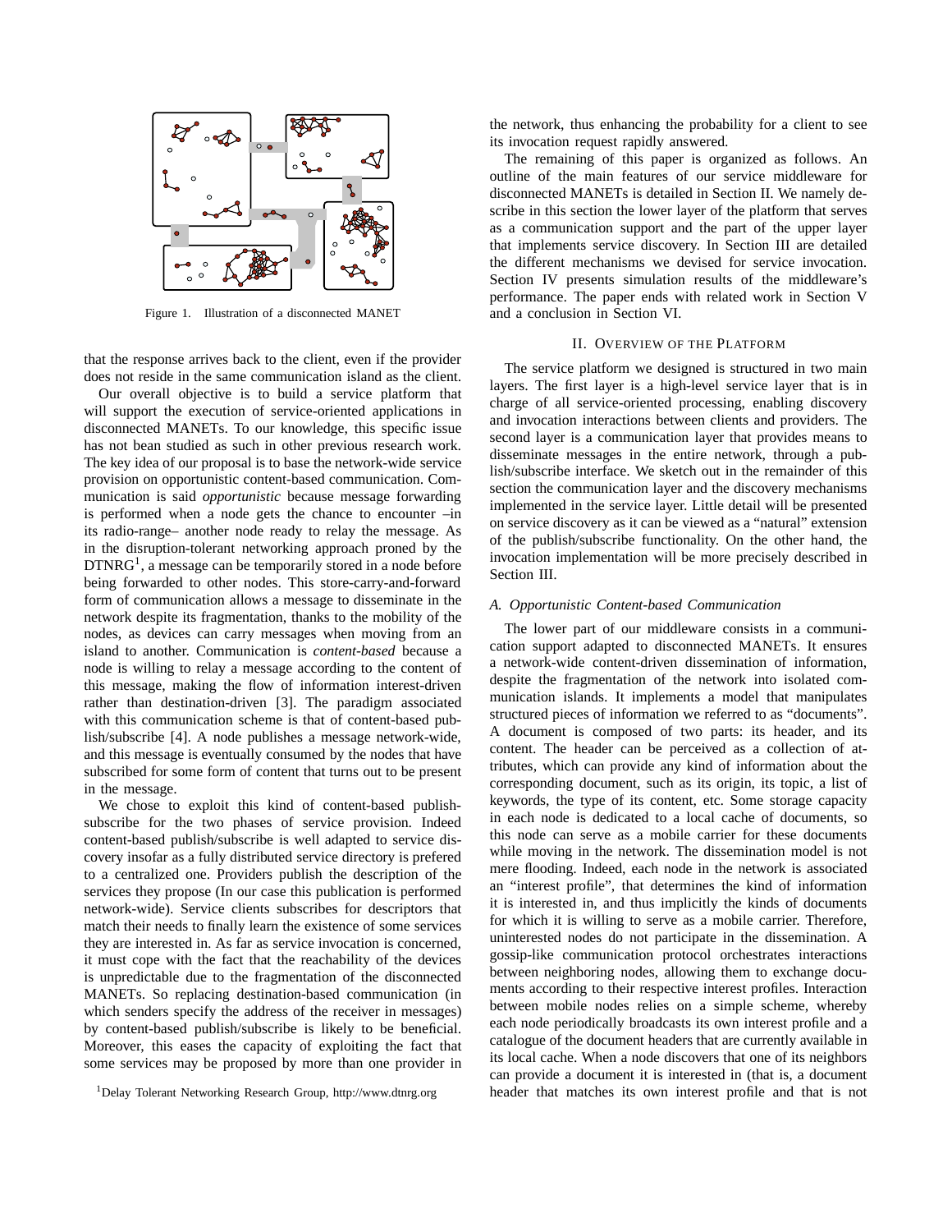Figure 1. Illustration of a disconnected MANET

that the response arrives back to the client, even if the provider does not reside in the same communication island as the client.

Our overall objective is to build a service platform that will support the execution of service-oriented applications in disconnected MANETs. To our knowledge, this specific issue has not bean studied as such in other previous research work. The key idea of our proposal is to base the network-wide service provision on opportunistic content-based communication. Communication is said *opportunistic* because message forwarding is performed when a node gets the chance to encounter –in its radio-range– another node ready to relay the message. As in the disruption-tolerant networking approach proned by the DTNRG[1], a message can be temporarily stored in a node before being forwarded to other nodes. This store-carry-and-forward form of communication allows a message to disseminate in the network despite its fragmentation, thanks to the mobility of the nodes, as devices can carry messages when moving from an island to another. Communication is *content-based* because a node is willing to relay a message according to the content of this message, making the flow of information interest-driven rather than destination-driven [3]. The paradigm associated with this communication scheme is that of content-based publish/subscribe [4]. A node publishes a message network-wide, and this message is eventually consumed by the nodes that have subscribed for some form of content that turns out to be present in the message.

We chose to exploit this kind of content-based publish-subscribe for the two phases of service provision. Indeed content-based publish/subscribe is well adapted to service discovery insofar as a fully distributed service directory is prefered to a centralized one. Providers publish the description of the services they propose (In our case this publication is performed network-wide). Service clients subscribes for descriptors that match their needs to finally learn the existence of some services they are interested in. As far as service invocation is concerned, it must cope with the fact that the reachability of the devices is unpredictable due to the fragmentation of the disconnected MANETs. So replacing destination-based communication (in which senders specify the address of the receiver in messages) by content-based publish/subscribe is likely to be beneficial. Moreover, this eases the capacity of exploiting the fact that some services may be proposed by more than one provider in the network, thus enhancing the probability for a client to see its invocation request rapidly answered.

[1] Delay Tolerant Networking Research Group, http://www.dtnrg.org

The remaining of this paper is organized as follows. An outline of the main features of our service middleware for disconnected MANETs is detailed in Section II. We namely describe in this section the lower layer of the platform that serves as a communication support and the part of the upper layer that implements service discovery. In Section III are detailed the different mechanisms we devised for service invocation. Section IV presents simulation results of the middleware's performance. The paper ends with related work in Section V and a conclusion in Section VI.

## II. Overview of the Platform

The service platform we designed is structured in two main layers. The first layer is a high-level service layer that is in charge of all service-oriented processing, enabling discovery and invocation interactions between clients and providers. The second layer is a communication layer that provides means to disseminate messages in the entire network, through a publish/subscribe interface. We sketch out in the remainder of this section the communication layer and the discovery mechanisms implemented in the service layer. Little detail will be presented on service discovery as it can be viewed as a "natural" extension of the publish/subscribe functionality. On the other hand, the invocation implementation will be more precisely described in Section III.

### A. Opportunistic Content-based Communication

The lower part of our middleware consists in a communication support adapted to disconnected MANETs. It ensures a network-wide content-driven dissemination of information, despite the fragmentation of the network into isolated communication islands. It implements a model that manipulates structured pieces of information we referred to as "documents". A document is composed of two parts: its header, and its content. The header can be perceived as a collection of attributes, which can provide any kind of information about the corresponding document, such as its origin, its topic, a list of keywords, the type of its content, etc. Some storage capacity in each node is dedicated to a local cache of documents, so this node can serve as a mobile carrier for these documents while moving in the network. The dissemination model is not mere flooding. Indeed, each node in the network is associated an "interest profile", that determines the kind of information it is interested in, and thus implicitly the kinds of documents for which it is willing to serve as a mobile carrier. Therefore, uninterested nodes do not participate in the dissemination. A gossip-like communication protocol orchestrates interactions between neighboring nodes, allowing them to exchange documents according to their respective interest profiles. Interaction between mobile nodes relies on a simple scheme, whereby each node periodically broadcasts its own interest profile and a catalogue of the document headers that are currently available in its local cache. When a node discovers that one of its neighbors can provide a document it is interested in (that is, a document header that matches its own interest profile and that is not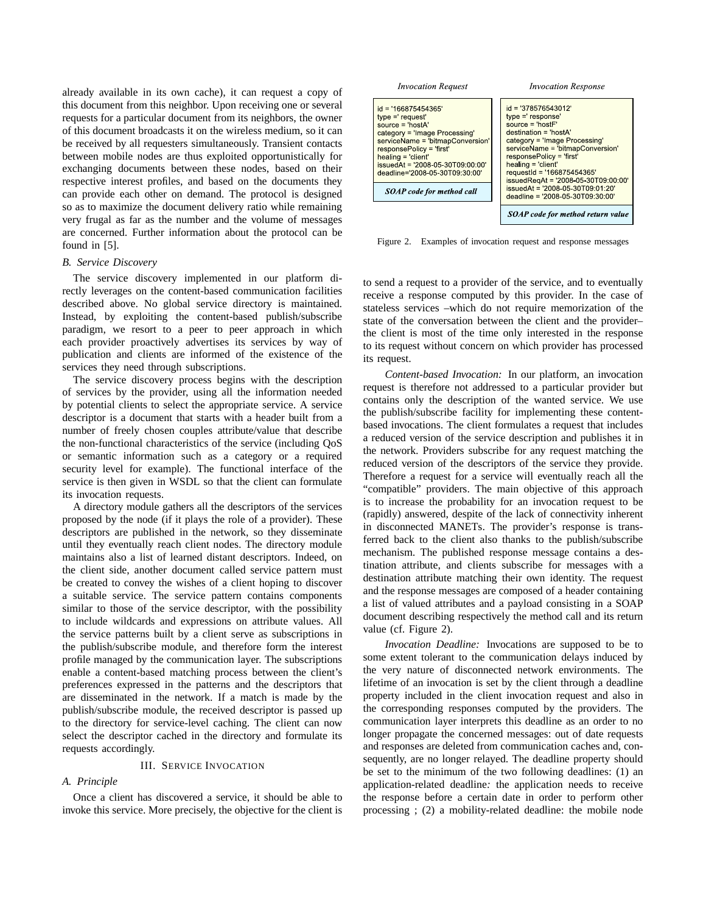already available in its own cache), it can request a copy of this document from this neighbor. Upon receiving one or several requests for a particular document from its neighbors, the owner of this document broadcasts it on the wireless medium, so it can be received by all requesters simultaneously. Transient contacts between mobile nodes are thus exploited opportunistically for exchanging documents between these nodes, based on their respective interest profiles, and based on the documents they can provide each other on demand. The protocol is designed so as to maximize the document delivery ratio while remaining very frugal as far as the number and the volume of messages are concerned. Further information about the protocol can be found in [5].

### *B. Service Discovery*

The service discovery implemented in our platform directly leverages on the content-based communication facilities described above. No global service directory is maintained. Instead, by exploiting the content-based publish/subscribe paradigm, we resort to a peer to peer approach in which each provider proactively advertises its services by way of publication and clients are informed of the existence of the services they need through subscriptions.

The service discovery process begins with the description of services by the provider, using all the information needed by potential clients to select the appropriate service. A service descriptor is a document that starts with a header built from a number of freely chosen couples attribute/value that describe the non-functional characteristics of the service (including QoS or semantic information such as a category or a required security level for example). The functional interface of the service is then given in WSDL so that the client can formulate its invocation requests.

A directory module gathers all the descriptors of the services proposed by the node (if it plays the role of a provider). These descriptors are published in the network, so they disseminate until they eventually reach client nodes. The directory module maintains also a list of learned distant descriptors. Indeed, on the client side, another document called service pattern must be created to convey the wishes of a client hoping to discover a suitable service. The service pattern contains components similar to those of the service descriptor, with the possibility to include wildcards and expressions on attribute values. All the service patterns built by a client serve as subscriptions in the publish/subscribe module, and therefore form the interest profile managed by the communication layer. The subscriptions enable a content-based matching process between the client's preferences expressed in the patterns and the descriptors that are disseminated in the network. If a match is made by the publish/subscribe module, the received descriptor is passed up to the directory for service-level caching. The client can now select the descriptor cached in the directory and formulate its requests accordingly.

## III. Service Invocation

### *A. Principle*

Once a client has discovered a service, it should be able to invoke this service. More precisely, the objective for the client is to send a request to a provider of the service, and to eventually receive a response computed by this provider. In the case of stateless services –which do not require memorization of the state of the conversation between the client and the provider– the client is most of the time only interested in the response to its request without concern on which provider has processed its request.

| *Invocation Request* | *Invocation Response* |
|---|---|
| id = '166875454365'<br>type =' request'<br>source = 'hostA'<br>category = 'Image Processing'<br>serviceName = 'bitmapConversion'<br>responsePolicy = 'first'<br>healing = 'client'<br>issuedAt = '2008-05-30T09:00:00'<br>deadline='2008-05-30T09:30:00' | id = '378576543012'<br>type =' response'<br>source = 'hostF'<br>destination = 'hostA'<br>category = 'Image Processing'<br>serviceName = 'bitmapConversion'<br>responsePolicy = 'first'<br>healing = 'client'<br>requestId = '166875454365'<br>issuedReqAt = '2008-05-30T09:00:00'<br>issuedAt = '2008-05-30T09:01:20'<br>deadline = '2008-05-30T09:30:00' |
| ***SOAP code for method call*** | ***SOAP code for method return value*** |

Figure 2. Examples of invocation request and response messages

*Content-based Invocation:* In our platform, an invocation request is therefore not addressed to a particular provider but contains only the description of the wanted service. We use the publish/subscribe facility for implementing these content-based invocations. The client formulates a request that includes a reduced version of the service description and publishes it in the network. Providers subscribe for any request matching the reduced version of the descriptors of the service they provide. Therefore a request for a service will eventually reach all the "compatible" providers. The main objective of this approach is to increase the probability for an invocation request to be (rapidly) answered, despite of the lack of connectivity inherent in disconnected MANETs. The provider's response is transferred back to the client also thanks to the publish/subscribe mechanism. The published response message contains a destination attribute, and clients subscribe for messages with a destination attribute matching their own identity. The request and the response messages are composed of a header containing a list of valued attributes and a payload consisting in a SOAP document describing respectively the method call and its return value (cf. Figure 2).

*Invocation Deadline:* Invocations are supposed to be to some extent tolerant to the communication delays induced by the very nature of disconnected network environments. The lifetime of an invocation is set by the client through a deadline property included in the client invocation request and also in the corresponding responses computed by the providers. The communication layer interprets this deadline as an order to no longer propagate the concerned messages: out of date requests and responses are deleted from communication caches and, consequently, are no longer relayed. The deadline property should be set to the minimum of the two following deadlines: (1) an application-related deadline*:* the application needs to receive the response before a certain date in order to perform other processing ; (2) a mobility-related deadline: the mobile node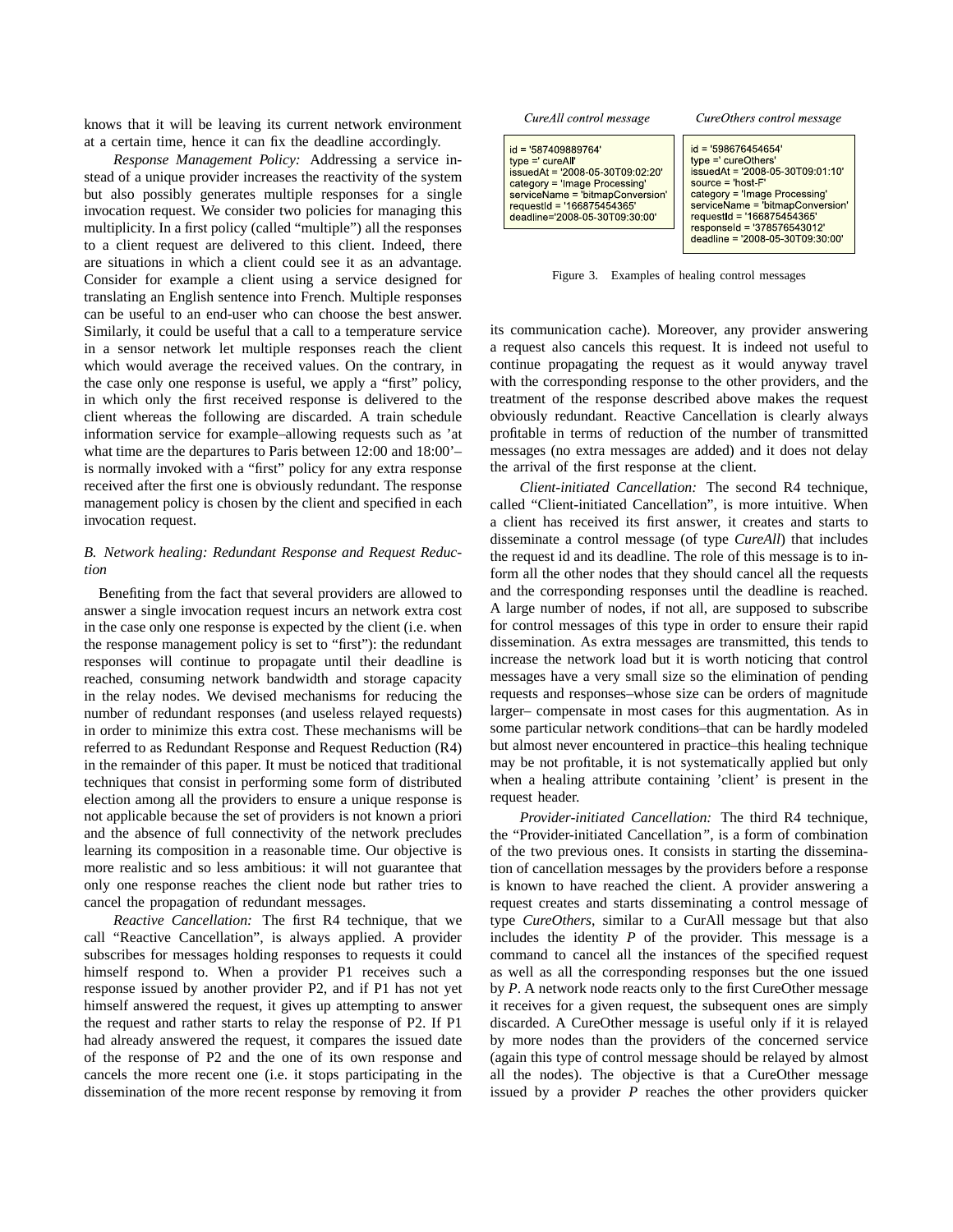knows that it will be leaving its current network environment at a certain time, hence it can fix the deadline accordingly.

*Response Management Policy:* Addressing a service instead of a unique provider increases the reactivity of the system but also possibly generates multiple responses for a single invocation request. We consider two policies for managing this multiplicity. In a first policy (called "multiple") all the responses to a client request are delivered to this client. Indeed, there are situations in which a client could see it as an advantage. Consider for example a client using a service designed for translating an English sentence into French. Multiple responses can be useful to an end-user who can choose the best answer. Similarly, it could be useful that a call to a temperature service in a sensor network let multiple responses reach the client which would average the received values. On the contrary, in the case only one response is useful, we apply a "first" policy, in which only the first received response is delivered to the client whereas the following are discarded. A train schedule information service for example–allowing requests such as 'at what time are the departures to Paris between 12:00 and 18:00'– is normally invoked with a "first" policy for any extra response received after the first one is obviously redundant. The response management policy is chosen by the client and specified in each invocation request.

### *B. Network healing: Redundant Response and Request Reduction*

Benefiting from the fact that several providers are allowed to answer a single invocation request incurs an network extra cost in the case only one response is expected by the client (i.e. when the response management policy is set to "first"): the redundant responses will continue to propagate until their deadline is reached, consuming network bandwidth and storage capacity in the relay nodes. We devised mechanisms for reducing the number of redundant responses (and useless relayed requests) in order to minimize this extra cost. These mechanisms will be referred to as Redundant Response and Request Reduction (R4) in the remainder of this paper. It must be noticed that traditional techniques that consist in performing some form of distributed election among all the providers to ensure a unique response is not applicable because the set of providers is not known a priori and the absence of full connectivity of the network precludes learning its composition in a reasonable time. Our objective is more realistic and so less ambitious: it will not guarantee that only one response reaches the client node but rather tries to cancel the propagation of redundant messages.

*Reactive Cancellation:* The first R4 technique, that we call "Reactive Cancellation", is always applied. A provider subscribes for messages holding responses to requests it could himself respond to. When a provider P1 receives such a response issued by another provider P2, and if P1 has not yet himself answered the request, it gives up attempting to answer the request and rather starts to relay the response of P2. If P1 had already answered the request, it compares the issued date of the response of P2 and the one of its own response and cancels the more recent one (i.e. it stops participating in the dissemination of the more recent response by removing it from its communication cache). Moreover, any provider answering a request also cancels this request. It is indeed not useful to continue propagating the request as it would anyway travel with the corresponding response to the other providers, and the treatment of the response described above makes the request obviously redundant. Reactive Cancellation is clearly always profitable in terms of reduction of the number of transmitted messages (no extra messages are added) and it does not delay the arrival of the first response at the client.

| *CureAll control message* | *CureOthers control message* |
|---|---|
| id = '587409889764'<br>type =' cureAll'<br>issuedAt = '2008-05-30T09:02:20'<br>category = 'Image Processing'<br>serviceName = 'bitmapConversion'<br>requestId = '166875454365'<br>deadline='2008-05-30T09:30:00' | id = '598676454654'<br>type =' cureOthers'<br>issuedAt = '2008-05-30T09:01:10'<br>source = 'host-F'<br>category = 'Image Processing'<br>serviceName = 'bitmapConversion'<br>requestId = '166875454365'<br>responseId = '378576543012'<br>deadline = '2008-05-30T09:30:00' |

Figure 3. Examples of healing control messages

*Client-initiated Cancellation:* The second R4 technique, called "Client-initiated Cancellation", is more intuitive. When a client has received its first answer, it creates and starts to disseminate a control message (of type *CureAll*) that includes the request id and its deadline. The role of this message is to inform all the other nodes that they should cancel all the requests and the corresponding responses until the deadline is reached. A large number of nodes, if not all, are supposed to subscribe for control messages of this type in order to ensure their rapid dissemination. As extra messages are transmitted, this tends to increase the network load but it is worth noticing that control messages have a very small size so the elimination of pending requests and responses–whose size can be orders of magnitude larger– compensate in most cases for this augmentation. As in some particular network conditions–that can be hardly modeled but almost never encountered in practice–this healing technique may be not profitable, it is not systematically applied but only when a healing attribute containing 'client' is present in the request header.

*Provider-initiated Cancellation:* The third R4 technique, the "Provider-initiated Cancellation", is a form of combination of the two previous ones. It consists in starting the dissemination of cancellation messages by the providers before a response is known to have reached the client. A provider answering a request creates and starts disseminating a control message of type *CureOthers*, similar to a CurAll message but that also includes the identity *P* of the provider. This message is a command to cancel all the instances of the specified request as well as all the corresponding responses but the one issued by *P*. A network node reacts only to the first CureOther message it receives for a given request, the subsequent ones are simply discarded. A CureOther message is useful only if it is relayed by more nodes than the providers of the concerned service (again this type of control message should be relayed by almost all the nodes). The objective is that a CureOther message issued by a provider *P* reaches the other providers quicker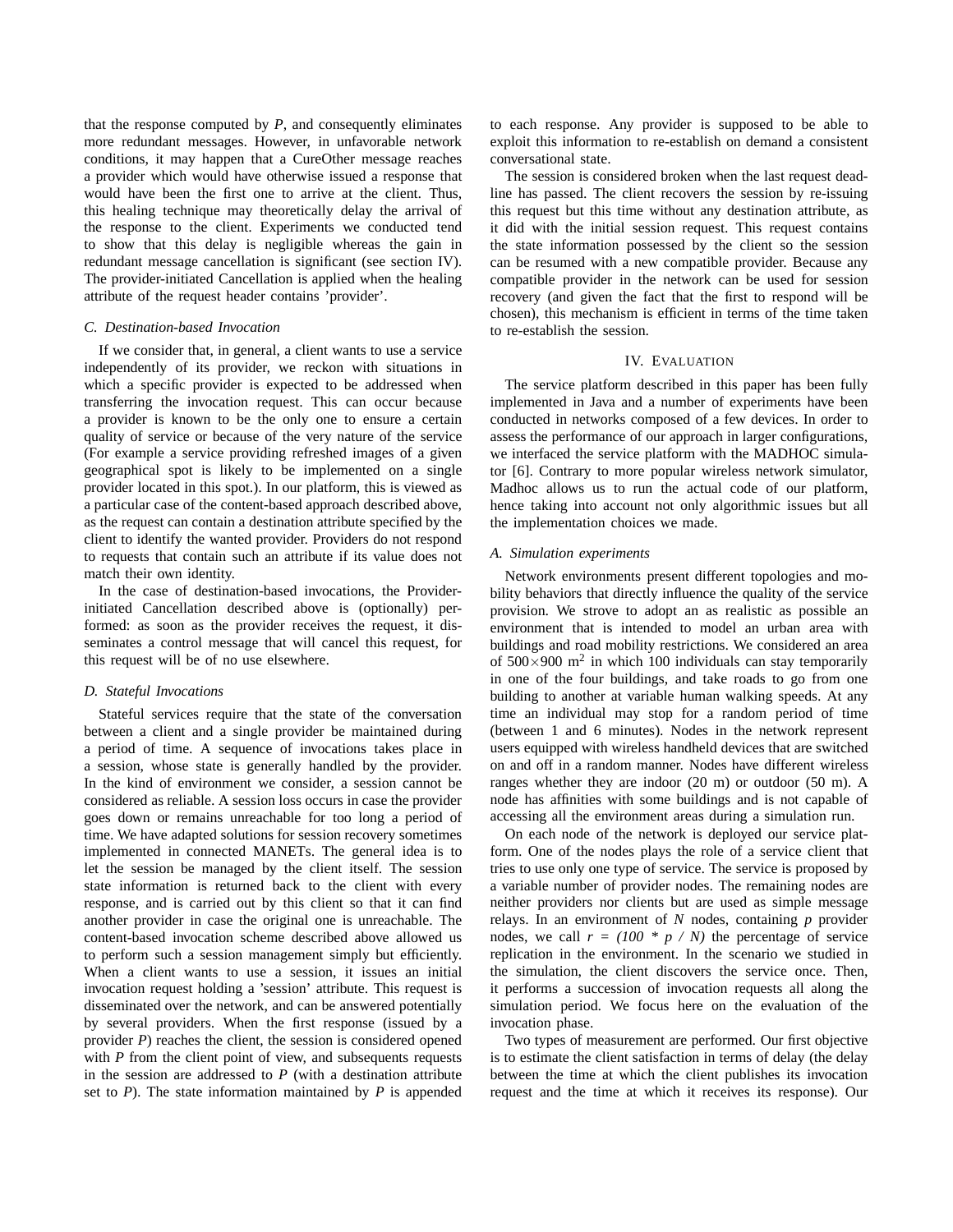that the response computed by *P*, and consequently eliminates more redundant messages. However, in unfavorable network conditions, it may happen that a CureOther message reaches a provider which would have otherwise issued a response that would have been the first one to arrive at the client. Thus, this healing technique may theoretically delay the arrival of the response to the client. Experiments we conducted tend to show that this delay is negligible whereas the gain in redundant message cancellation is significant (see section IV). The provider-initiated Cancellation is applied when the healing attribute of the request header contains 'provider'.

### C. Destination-based Invocation

If we consider that, in general, a client wants to use a service independently of its provider, we reckon with situations in which a specific provider is expected to be addressed when transferring the invocation request. This can occur because a provider is known to be the only one to ensure a certain quality of service or because of the very nature of the service (For example a service providing refreshed images of a given geographical spot is likely to be implemented on a single provider located in this spot.). In our platform, this is viewed as a particular case of the content-based approach described above, as the request can contain a destination attribute specified by the client to identify the wanted provider. Providers do not respond to requests that contain such an attribute if its value does not match their own identity.

In the case of destination-based invocations, the Provider-initiated Cancellation described above is (optionally) performed: as soon as the provider receives the request, it disseminates a control message that will cancel this request, for this request will be of no use elsewhere.

### D. Stateful Invocations

Stateful services require that the state of the conversation between a client and a single provider be maintained during a period of time. A sequence of invocations takes place in a session, whose state is generally handled by the provider. In the kind of environment we consider, a session cannot be considered as reliable. A session loss occurs in case the provider goes down or remains unreachable for too long a period of time. We have adapted solutions for session recovery sometimes implemented in connected MANETs. The general idea is to let the session be managed by the client itself. The session state information is returned back to the client with every response, and is carried out by this client so that it can find another provider in case the original one is unreachable. The content-based invocation scheme described above allowed us to perform such a session management simply but efficiently. When a client wants to use a session, it issues an initial invocation request holding a 'session' attribute. This request is disseminated over the network, and can be answered potentially by several providers. When the first response (issued by a provider *P*) reaches the client, the session is considered opened with *P* from the client point of view, and subsequents requests in the session are addressed to *P* (with a destination attribute set to *P*). The state information maintained by *P* is appended to each response. Any provider is supposed to be able to exploit this information to re-establish on demand a consistent conversational state.

The session is considered broken when the last request deadline has passed. The client recovers the session by re-issuing this request but this time without any destination attribute, as it did with the initial session request. This request contains the state information possessed by the client so the session can be resumed with a new compatible provider. Because any compatible provider in the network can be used for session recovery (and given the fact that the first to respond will be chosen), this mechanism is efficient in terms of the time taken to re-establish the session.

## IV. Evaluation

The service platform described in this paper has been fully implemented in Java and a number of experiments have been conducted in networks composed of a few devices. In order to assess the performance of our approach in larger configurations, we interfaced the service platform with the MADHOC simulator [6]. Contrary to more popular wireless network simulator, Madhoc allows us to run the actual code of our platform, hence taking into account not only algorithmic issues but all the implementation choices we made.

### A. Simulation experiments

Network environments present different topologies and mobility behaviors that directly influence the quality of the service provision. We strove to adopt an as realistic as possible an environment that is intended to model an urban area with buildings and road mobility restrictions. We considered an area of $500 \times 900$ m$^2$ in which 100 individuals can stay temporarily in one of the four buildings, and take roads to go from one building to another at variable human walking speeds. At any time an individual may stop for a random period of time (between 1 and 6 minutes). Nodes in the network represent users equipped with wireless handheld devices that are switched on and off in a random manner. Nodes have different wireless ranges whether they are indoor (20 m) or outdoor (50 m). A node has affinities with some buildings and is not capable of accessing all the environment areas during a simulation run.

On each node of the network is deployed our service platform. One of the nodes plays the role of a service client that tries to use only one type of service. The service is proposed by a variable number of provider nodes. The remaining nodes are neither providers nor clients but are used as simple message relays. In an environment of $N$ nodes, containing $p$ provider nodes, we call $r = (100 * p / N)$ the percentage of service replication in the environment. In the scenario we studied in the simulation, the client discovers the service once. Then, it performs a succession of invocation requests all along the simulation period. We focus here on the evaluation of the invocation phase.

Two types of measurement are performed. Our first objective is to estimate the client satisfaction in terms of delay (the delay between the time at which the client publishes its invocation request and the time at which it receives its response). Our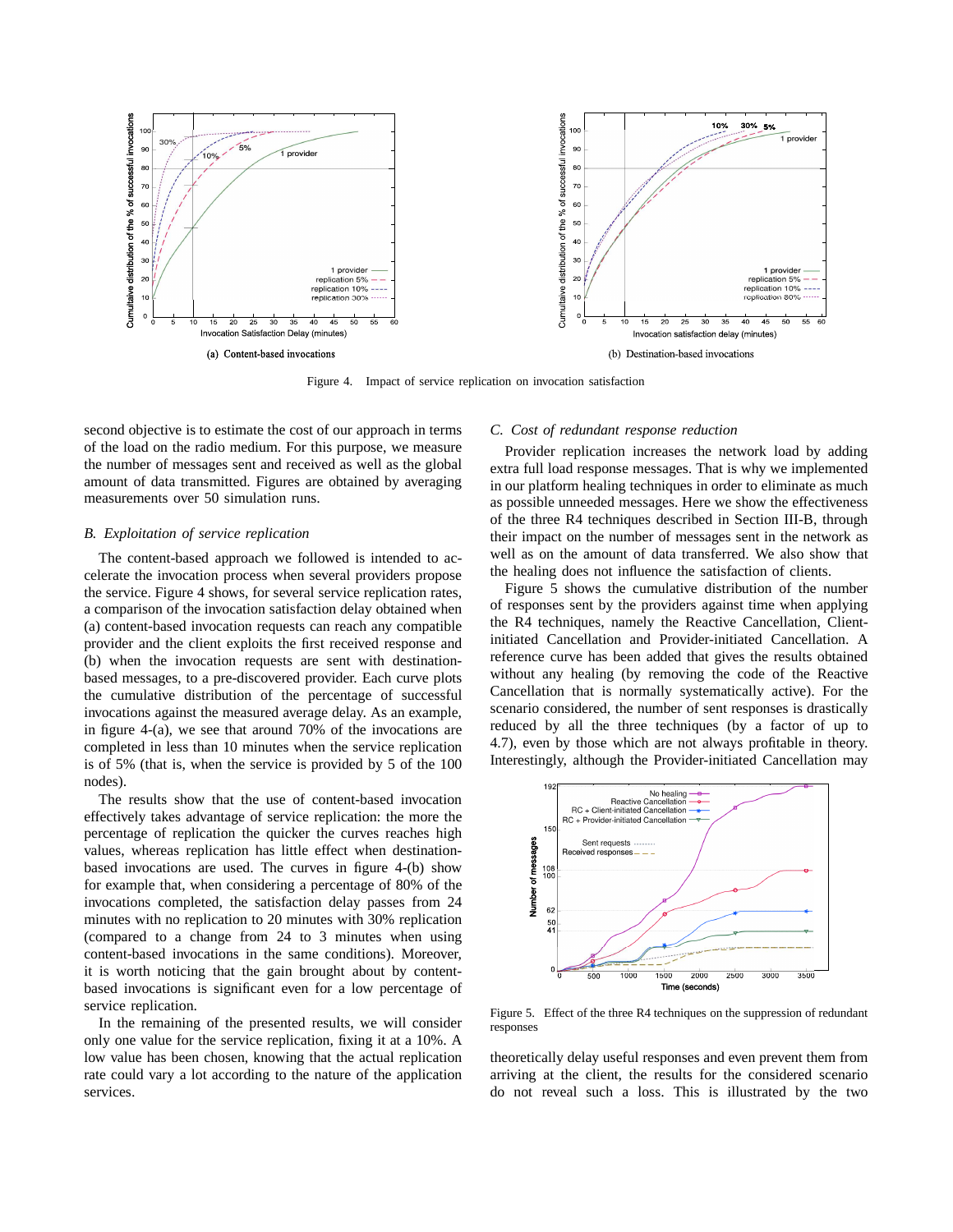(a) Content-based invocations

(b) Destination-based invocations

Figure 4. Impact of service replication on invocation satisfaction

second objective is to estimate the cost of our approach in terms of the load on the radio medium. For this purpose, we measure the number of messages sent and received as well as the global amount of data transmitted. Figures are obtained by averaging measurements over 50 simulation runs.

### B. Exploitation of service replication

The content-based approach we followed is intended to accelerate the invocation process when several providers propose the service. Figure 4 shows, for several service replication rates, a comparison of the invocation satisfaction delay obtained when (a) content-based invocation requests can reach any compatible provider and the client exploits the first received response and (b) when the invocation requests are sent with destination-based messages, to a pre-discovered provider. Each curve plots the cumulative distribution of the percentage of successful invocations against the measured average delay. As an example, in figure 4-(a), we see that around 70% of the invocations are completed in less than 10 minutes when the service replication is of 5% (that is, when the service is provided by 5 of the 100 nodes).

The results show that the use of content-based invocation effectively takes advantage of service replication: the more the percentage of replication the quicker the curves reaches high values, whereas replication has little effect when destination-based invocations are used. The curves in figure 4-(b) show for example that, when considering a percentage of 80% of the invocations completed, the satisfaction delay passes from 24 minutes with no replication to 20 minutes with 30% replication (compared to a change from 24 to 3 minutes when using content-based invocations in the same conditions). Moreover, it is worth noticing that the gain brought about by content-based invocations is significant even for a low percentage of service replication.

In the remaining of the presented results, we will consider only one value for the service replication, fixing it at a 10%. A low value has been chosen, knowing that the actual replication rate could vary a lot according to the nature of the application services.

### C. Cost of redundant response reduction

Provider replication increases the network load by adding extra full load response messages. That is why we implemented in our platform healing techniques in order to eliminate as much as possible unneeded messages. Here we show the effectiveness of the three R4 techniques described in Section III-B, through their impact on the number of messages sent in the network as well as on the amount of data transferred. We also show that the healing does not influence the satisfaction of clients.

Figure 5 shows the cumulative distribution of the number of responses sent by the providers against time when applying the R4 techniques, namely the Reactive Cancellation, Client-initiated Cancellation and Provider-initiated Cancellation. A reference curve has been added that gives the results obtained without any healing (by removing the code of the Reactive Cancellation that is normally systematically active). For the scenario considered, the number of sent responses is drastically reduced by all the three techniques (by a factor of up to 4.7), even by those which are not always profitable in theory. Interestingly, although the Provider-initiated Cancellation may

Figure 5. Effect of the three R4 techniques on the suppression of redundant responses

theoretically delay useful responses and even prevent them from arriving at the client, the results for the considered scenario do not reveal such a loss. This is illustrated by the two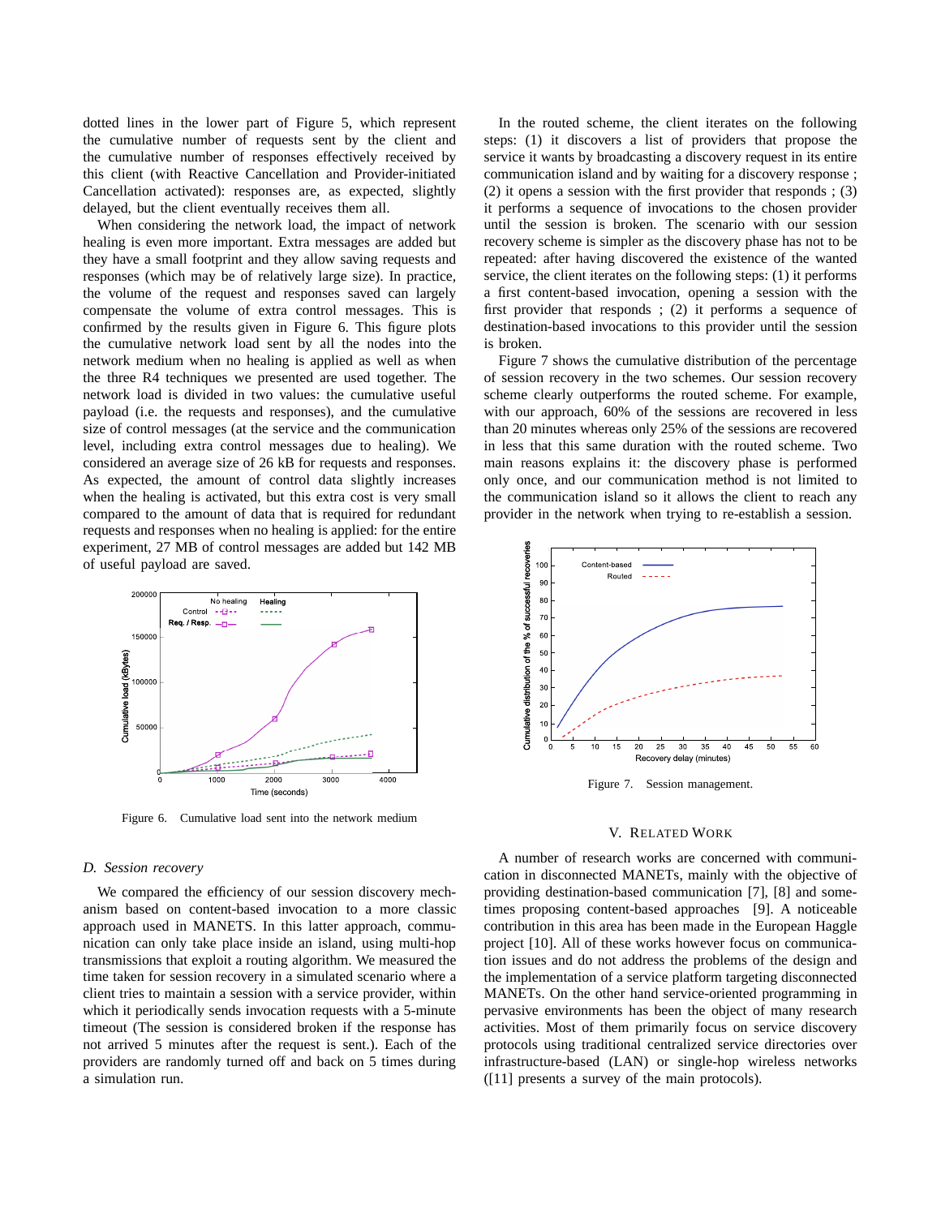dotted lines in the lower part of Figure 5, which represent the cumulative number of requests sent by the client and the cumulative number of responses effectively received by this client (with Reactive Cancellation and Provider-initiated Cancellation activated): responses are, as expected, slightly delayed, but the client eventually receives them all.

When considering the network load, the impact of network healing is even more important. Extra messages are added but they have a small footprint and they allow saving requests and responses (which may be of relatively large size). In practice, the volume of the request and responses saved can largely compensate the volume of extra control messages. This is confirmed by the results given in Figure 6. This figure plots the cumulative network load sent by all the nodes into the network medium when no healing is applied as well as when the three R4 techniques we presented are used together. The network load is divided in two values: the cumulative useful payload (i.e. the requests and responses), and the cumulative size of control messages (at the service and the communication level, including extra control messages due to healing). We considered an average size of 26 kB for requests and responses. As expected, the amount of control data slightly increases when the healing is activated, but this extra cost is very small compared to the amount of data that is required for redundant requests and responses when no healing is applied: for the entire experiment, 27 MB of control messages are added but 142 MB of useful payload are saved.

Figure 6. Cumulative load sent into the network medium

### D. Session recovery

We compared the efficiency of our session discovery mechanism based on content-based invocation to a more classic approach used in MANETS. In this latter approach, communication can only take place inside an island, using multi-hop transmissions that exploit a routing algorithm. We measured the time taken for session recovery in a simulated scenario where a client tries to maintain a session with a service provider, within which it periodically sends invocation requests with a 5-minute timeout (The session is considered broken if the response has not arrived 5 minutes after the request is sent.). Each of the providers are randomly turned off and back on 5 times during a simulation run.

In the routed scheme, the client iterates on the following steps: (1) it discovers a list of providers that propose the service it wants by broadcasting a discovery request in its entire communication island and by waiting for a discovery response ; (2) it opens a session with the first provider that responds ; (3) it performs a sequence of invocations to the chosen provider until the session is broken. The scenario with our session recovery scheme is simpler as the discovery phase has not to be repeated: after having discovered the existence of the wanted service, the client iterates on the following steps: (1) it performs a first content-based invocation, opening a session with the first provider that responds ; (2) it performs a sequence of destination-based invocations to this provider until the session is broken.

Figure 7 shows the cumulative distribution of the percentage of session recovery in the two schemes. Our session recovery scheme clearly outperforms the routed scheme. For example, with our approach, 60% of the sessions are recovered in less than 20 minutes whereas only 25% of the sessions are recovered in less that this same duration with the routed scheme. Two main reasons explains it: the discovery phase is performed only once, and our communication method is not limited to the communication island so it allows the client to reach any provider in the network when trying to re-establish a session.

Figure 7. Session management.

## V. Related Work

A number of research works are concerned with communication in disconnected MANETs, mainly with the objective of providing destination-based communication [7], [8] and sometimes proposing content-based approaches [9]. A noticeable contribution in this area has been made in the European Haggle project [10]. All of these works however focus on communication issues and do not address the problems of the design and the implementation of a service platform targeting disconnected MANETs. On the other hand service-oriented programming in pervasive environments has been the object of many research activities. Most of them primarily focus on service discovery protocols using traditional centralized service directories over infrastructure-based (LAN) or single-hop wireless networks ([11] presents a survey of the main protocols).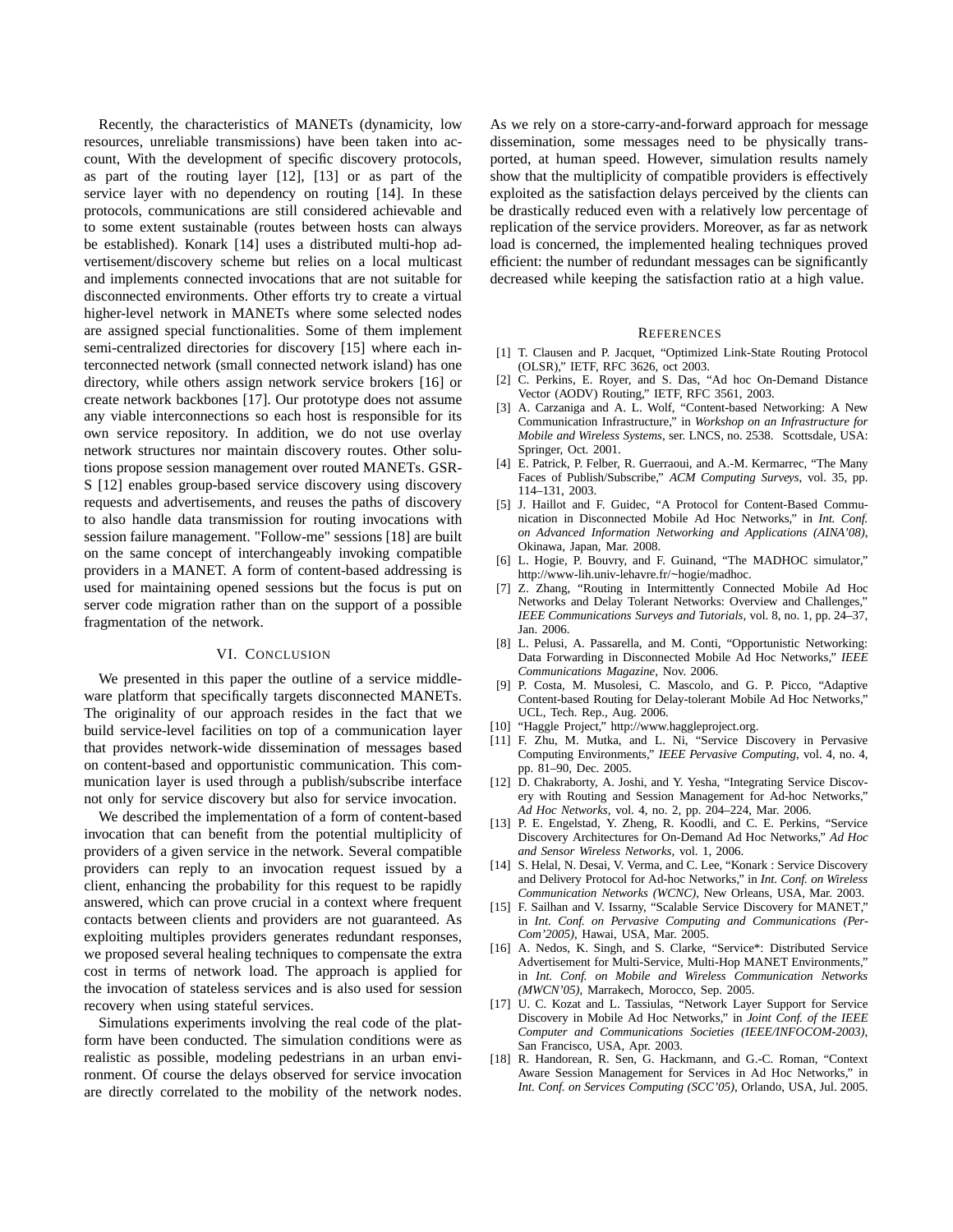Recently, the characteristics of MANETs (dynamicity, low resources, unreliable transmissions) have been taken into account, With the development of specific discovery protocols, as part of the routing layer [12], [13] or as part of the service layer with no dependency on routing [14]. In these protocols, communications are still considered achievable and to some extent sustainable (routes between hosts can always be established). Konark [14] uses a distributed multi-hop advertisement/discovery scheme but relies on a local multicast and implements connected invocations that are not suitable for disconnected environments. Other efforts try to create a virtual higher-level network in MANETs where some selected nodes are assigned special functionalities. Some of them implement semi-centralized directories for discovery [15] where each interconnected network (small connected network island) has one directory, while others assign network service brokers [16] or create network backbones [17]. Our prototype does not assume any viable interconnections so each host is responsible for its own service repository. In addition, we do not use overlay network structures nor maintain discovery routes. Other solutions propose session management over routed MANETs. GSR-S [12] enables group-based service discovery using discovery requests and advertisements, and reuses the paths of discovery to also handle data transmission for routing invocations with session failure management. "Follow-me" sessions [18] are built on the same concept of interchangeably invoking compatible providers in a MANET. A form of content-based addressing is used for maintaining opened sessions but the focus is put on server code migration rather than on the support of a possible fragmentation of the network.

## VI. Conclusion

We presented in this paper the outline of a service middleware platform that specifically targets disconnected MANETs. The originality of our approach resides in the fact that we build service-level facilities on top of a communication layer that provides network-wide dissemination of messages based on content-based and opportunistic communication. This communication layer is used through a publish/subscribe interface not only for service discovery but also for service invocation.

We described the implementation of a form of content-based invocation that can benefit from the potential multiplicity of providers of a given service in the network. Several compatible providers can reply to an invocation request issued by a client, enhancing the probability for this request to be rapidly answered, which can prove crucial in a context where frequent contacts between clients and providers are not guaranteed. As exploiting multiples providers generates redundant responses, we proposed several healing techniques to compensate the extra cost in terms of network load. The approach is applied for the invocation of stateless services and is also used for session recovery when using stateful services.

Simulations experiments involving the real code of the platform have been conducted. The simulation conditions were as realistic as possible, modeling pedestrians in an urban environment. Of course the delays observed for service invocation are directly correlated to the mobility of the network nodes. As we rely on a store-carry-and-forward approach for message dissemination, some messages need to be physically transported, at human speed. However, simulation results namely show that the multiplicity of compatible providers is effectively exploited as the satisfaction delays perceived by the clients can be drastically reduced even with a relatively low percentage of replication of the service providers. Moreover, as far as network load is concerned, the implemented healing techniques proved efficient: the number of redundant messages can be significantly decreased while keeping the satisfaction ratio at a high value.

## References

[1] T. Clausen and P. Jacquet, "Optimized Link-State Routing Protocol (OLSR)," IETF, RFC 3626, oct 2003.

[2] C. Perkins, E. Royer, and S. Das, "Ad hoc On-Demand Distance Vector (AODV) Routing," IETF, RFC 3561, 2003.

[3] A. Carzaniga and A. L. Wolf, "Content-based Networking: A New Communication Infrastructure," in *Workshop on an Infrastructure for Mobile and Wireless Systems*, ser. LNCS, no. 2538. Scottsdale, USA: Springer, Oct. 2001.

[4] E. Patrick, P. Felber, R. Guerraoui, and A.-M. Kermarrec, "The Many Faces of Publish/Subscribe," *ACM Computing Surveys*, vol. 35, pp. 114–131, 2003.

[5] J. Haillot and F. Guidec, "A Protocol for Content-Based Communication in Disconnected Mobile Ad Hoc Networks," in *Int. Conf. on Advanced Information Networking and Applications (AINA'08)*, Okinawa, Japan, Mar. 2008.

[6] L. Hogie, P. Bouvry, and F. Guinand, "The MADHOC simulator," http://www-lih.univ-lehavre.fr/~hogie/madhoc.

[7] Z. Zhang, "Routing in Intermittently Connected Mobile Ad Hoc Networks and Delay Tolerant Networks: Overview and Challenges," *IEEE Communications Surveys and Tutorials*, vol. 8, no. 1, pp. 24–37, Jan. 2006.

[8] L. Pelusi, A. Passarella, and M. Conti, "Opportunistic Networking: Data Forwarding in Disconnected Mobile Ad Hoc Networks," *IEEE Communications Magazine*, Nov. 2006.

[9] P. Costa, M. Musolesi, C. Mascolo, and G. P. Picco, "Adaptive Content-based Routing for Delay-tolerant Mobile Ad Hoc Networks," UCL, Tech. Rep., Aug. 2006.

[10] "Haggle Project," http://www.haggleproject.org.

[11] F. Zhu, M. Mutka, and L. Ni, "Service Discovery in Pervasive Computing Environments," *IEEE Pervasive Computing*, vol. 4, no. 4, pp. 81–90, Dec. 2005.

[12] D. Chakraborty, A. Joshi, and Y. Yesha, "Integrating Service Discovery with Routing and Session Management for Ad-hoc Networks," *Ad Hoc Networks*, vol. 4, no. 2, pp. 204–224, Mar. 2006.

[13] P. E. Engelstad, Y. Zheng, R. Koodli, and C. E. Perkins, "Service Discovery Architectures for On-Demand Ad Hoc Networks," *Ad Hoc and Sensor Wireless Networks*, vol. 1, 2006.

[14] S. Helal, N. Desai, V. Verma, and C. Lee, "Konark : Service Discovery and Delivery Protocol for Ad-hoc Networks," in *Int. Conf. on Wireless Communication Networks (WCNC)*, New Orleans, USA, Mar. 2003.

[15] F. Sailhan and V. Issarny, "Scalable Service Discovery for MANET," in *Int. Conf. on Pervasive Computing and Communications (PerCom'2005)*, Hawai, USA, Mar. 2005.

[16] A. Nedos, K. Singh, and S. Clarke, "Service*: Distributed Service Advertisement for Multi-Service, Multi-Hop MANET Environments," in *Int. Conf. on Mobile and Wireless Communication Networks (MWCN'05)*, Marrakech, Morocco, Sep. 2005.

[17] U. C. Kozat and L. Tassiulas, "Network Layer Support for Service Discovery in Mobile Ad Hoc Networks," in *Joint Conf. of the IEEE Computer and Communications Societies (IEEE/INFOCOM-2003)*, San Francisco, USA, Apr. 2003.

[18] R. Handorean, R. Sen, G. Hackmann, and G.-C. Roman, "Context Aware Session Management for Services in Ad Hoc Networks," in *Int. Conf. on Services Computing (SCC'05)*, Orlando, USA, Jul. 2005.